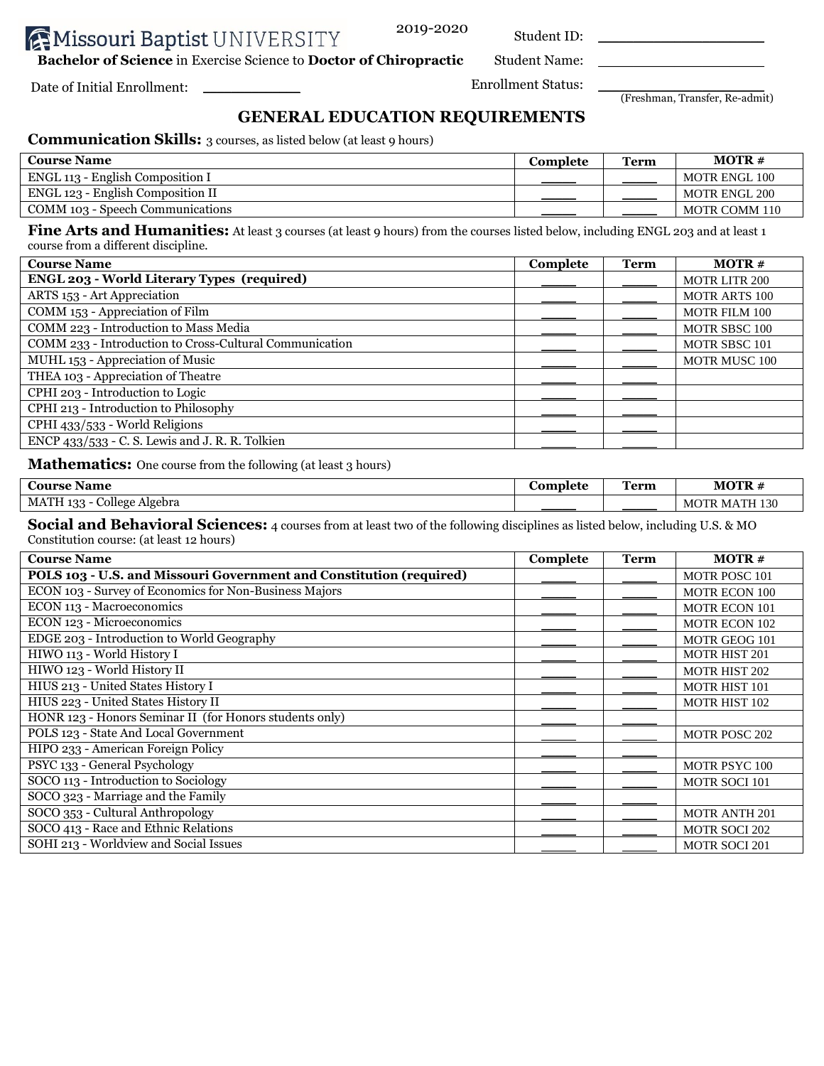Missouri Baptist UNIVERSITY

2019-2020

**Bachelor of Science** in Exercise Science to **Doctor of Chiropractic**

Student ID: ____________________

Student Name: ____________________

Date of Initial Enrollment: ____________

Enrollment Status: ____________________
(Freshman, Transfer, Re-admit)

# GENERAL EDUCATION REQUIREMENTS

**Communication Skills:** 3 courses, as listed below (at least 9 hours)

| Course Name | Complete | Term | MOTR # |
|---|---|---|---|
| ENGL 113 - English Composition I | _____ | _____ | MOTR ENGL 100 |
| ENGL 123 - English Composition II | _____ | _____ | MOTR ENGL 200 |
| COMM 103 - Speech Communications | _____ | _____ | MOTR COMM 110 |

**Fine Arts and Humanities:** At least 3 courses (at least 9 hours) from the courses listed below, including ENGL 203 and at least 1 course from a different discipline.

| Course Name | Complete | Term | MOTR # |
|---|---|---|---|
| **ENGL 203 - World Literary Types (required)** | _____ | _____ | MOTR LITR 200 |
| ARTS 153 - Art Appreciation | _____ | _____ | MOTR ARTS 100 |
| COMM 153 - Appreciation of Film | _____ | _____ | MOTR FILM 100 |
| COMM 223 - Introduction to Mass Media | _____ | _____ | MOTR SBSC 100 |
| COMM 233 - Introduction to Cross-Cultural Communication | _____ | _____ | MOTR SBSC 101 |
| MUHL 153 - Appreciation of Music | _____ | _____ | MOTR MUSC 100 |
| THEA 103 - Appreciation of Theatre | _____ | _____ | |
| CPHI 203 - Introduction to Logic | _____ | _____ | |
| CPHI 213 - Introduction to Philosophy | _____ | _____ | |
| CPHI 433/533 - World Religions | _____ | _____ | |
| ENCP 433/533 - C. S. Lewis and J. R. R. Tolkien | _____ | _____ | |

**Mathematics:** One course from the following (at least 3 hours)

| Course Name | Complete | Term | MOTR # |
|---|---|---|---|
| MATH 133 - College Algebra | _____ | _____ | MOTR MATH 130 |

**Social and Behavioral Sciences:** 4 courses from at least two of the following disciplines as listed below, including U.S. & MO Constitution course: (at least 12 hours)

| Course Name | Complete | Term | MOTR # |
|---|---|---|---|
| **POLS 103 - U.S. and Missouri Government and Constitution (required)** | _____ | _____ | MOTR POSC 101 |
| ECON 103 - Survey of Economics for Non-Business Majors | _____ | _____ | MOTR ECON 100 |
| ECON 113 - Macroeconomics | _____ | _____ | MOTR ECON 101 |
| ECON 123 - Microeconomics | _____ | _____ | MOTR ECON 102 |
| EDGE 203 - Introduction to World Geography | _____ | _____ | MOTR GEOG 101 |
| HIWO 113 - World History I | _____ | _____ | MOTR HIST 201 |
| HIWO 123 - World History II | _____ | _____ | MOTR HIST 202 |
| HIUS 213 - United States History I | _____ | _____ | MOTR HIST 101 |
| HIUS 223 - United States History II | _____ | _____ | MOTR HIST 102 |
| HONR 123 - Honors Seminar II (for Honors students only) | _____ | _____ | |
| POLS 123 - State And Local Government | _____ | _____ | MOTR POSC 202 |
| HIPO 233 - American Foreign Policy | _____ | _____ | |
| PSYC 133 - General Psychology | _____ | _____ | MOTR PSYC 100 |
| SOCO 113 - Introduction to Sociology | _____ | _____ | MOTR SOCI 101 |
| SOCO 323 - Marriage and the Family | _____ | _____ | |
| SOCO 353 - Cultural Anthropology | _____ | _____ | MOTR ANTH 201 |
| SOCO 413 - Race and Ethnic Relations | _____ | _____ | MOTR SOCI 202 |
| SOHI 213 - Worldview and Social Issues | _____ | _____ | MOTR SOCI 201 |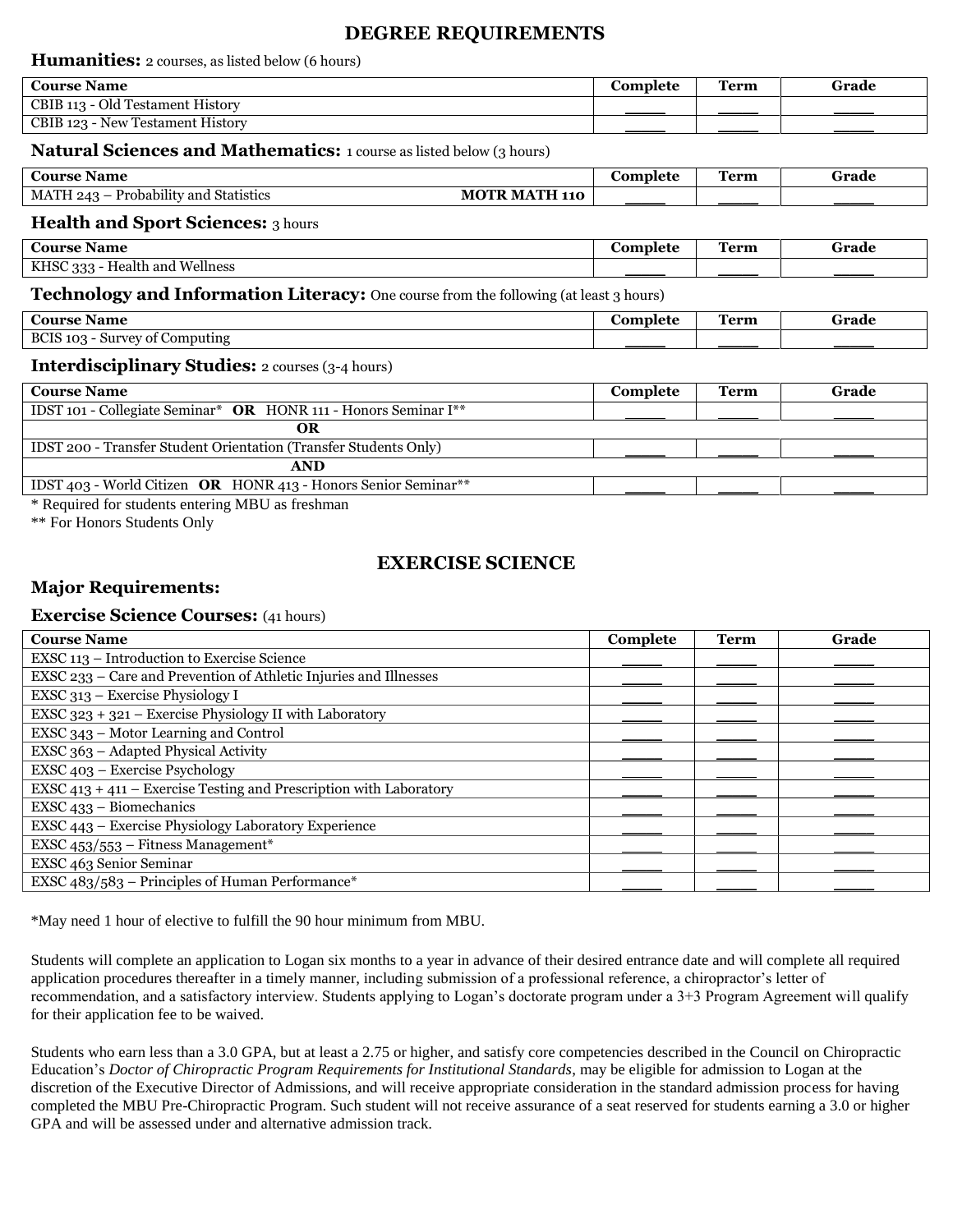# DEGREE REQUIREMENTS

**Humanities:** 2 courses, as listed below (6 hours)

| Course Name | Complete | Term | Grade |
|---|---|---|---|
| CBIB 113 - Old Testament History | ____ | ____ | ____ |
| CBIB 123 - New Testament History | ____ | ____ | ____ |

**Natural Sciences and Mathematics:** 1 course as listed below (3 hours)

| Course Name | Complete | Term | Grade |
|---|---|---|---|
| MATH 243 – Probability and Statistics **MOTR MATH 110** | ____ | ____ | ____ |

**Health and Sport Sciences:** 3 hours

| Course Name | Complete | Term | Grade |
|---|---|---|---|
| KHSC 333 - Health and Wellness | ____ | ____ | ____ |

**Technology and Information Literacy:** One course from the following (at least 3 hours)

| Course Name | Complete | Term | Grade |
|---|---|---|---|
| BCIS 103 - Survey of Computing | ____ | ____ | ____ |

**Interdisciplinary Studies:** 2 courses (3-4 hours)

| Course Name | Complete | Term | Grade |
|---|---|---|---|
| IDST 101 - Collegiate Seminar* **OR** HONR 111 - Honors Seminar I** | ____ | ____ | ____ |
| **OR** | | | |
| IDST 200 - Transfer Student Orientation (Transfer Students Only) | ____ | ____ | ____ |
| **AND** | | | |
| IDST 403 - World Citizen **OR** HONR 413 - Honors Senior Seminar** | ____ | ____ | ____ |

* Required for students entering MBU as freshman

** For Honors Students Only

## EXERCISE SCIENCE

### Major Requirements:

**Exercise Science Courses:** (41 hours)

| Course Name | Complete | Term | Grade |
|---|---|---|---|
| EXSC 113 – Introduction to Exercise Science | ____ | ____ | ____ |
| EXSC 233 – Care and Prevention of Athletic Injuries and Illnesses | ____ | ____ | ____ |
| EXSC 313 – Exercise Physiology I | ____ | ____ | ____ |
| EXSC 323 + 321 – Exercise Physiology II with Laboratory | ____ | ____ | ____ |
| EXSC 343 – Motor Learning and Control | ____ | ____ | ____ |
| EXSC 363 – Adapted Physical Activity | ____ | ____ | ____ |
| EXSC 403 – Exercise Psychology | ____ | ____ | ____ |
| EXSC 413 + 411 – Exercise Testing and Prescription with Laboratory | ____ | ____ | ____ |
| EXSC 433 – Biomechanics | ____ | ____ | ____ |
| EXSC 443 – Exercise Physiology Laboratory Experience | ____ | ____ | ____ |
| EXSC 453/553 – Fitness Management* | ____ | ____ | ____ |
| EXSC 463 Senior Seminar | ____ | ____ | ____ |
| EXSC 483/583 – Principles of Human Performance* | ____ | ____ | ____ |

*May need 1 hour of elective to fulfill the 90 hour minimum from MBU.

Students will complete an application to Logan six months to a year in advance of their desired entrance date and will complete all required application procedures thereafter in a timely manner, including submission of a professional reference, a chiropractor's letter of recommendation, and a satisfactory interview. Students applying to Logan's doctorate program under a 3+3 Program Agreement will qualify for their application fee to be waived.

Students who earn less than a 3.0 GPA, but at least a 2.75 or higher, and satisfy core competencies described in the Council on Chiropractic Education's *Doctor of Chiropractic Program Requirements for Institutional Standards*, may be eligible for admission to Logan at the discretion of the Executive Director of Admissions, and will receive appropriate consideration in the standard admission process for having completed the MBU Pre-Chiropractic Program. Such student will not receive assurance of a seat reserved for students earning a 3.0 or higher GPA and will be assessed under and alternative admission track.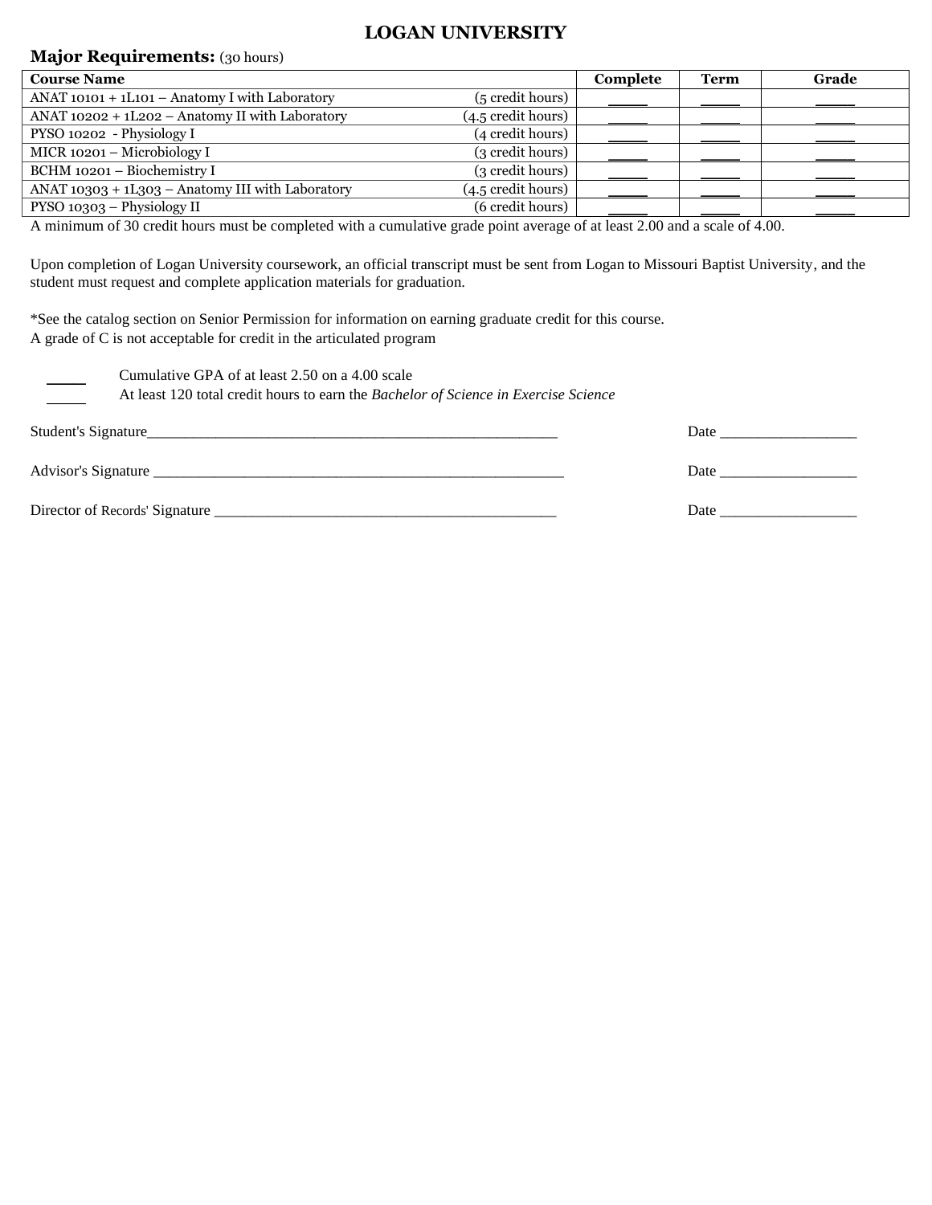# LOGAN UNIVERSITY

**Major Requirements:** (30 hours)

| Course Name | | Complete | Term | Grade |
|---|---|---|---|---|
| ANAT 10101 + 1L101 – Anatomy I with Laboratory | (5 credit hours) | ____ | ____ | ____ |
| ANAT 10202 + 1L202 – Anatomy II with Laboratory | (4.5 credit hours) | ____ | ____ | ____ |
| PYSO 10202 - Physiology I | (4 credit hours) | ____ | ____ | ____ |
| MICR 10201 – Microbiology I | (3 credit hours) | ____ | ____ | ____ |
| BCHM 10201 – Biochemistry I | (3 credit hours) | ____ | ____ | ____ |
| ANAT 10303 + 1L303 – Anatomy III with Laboratory | (4.5 credit hours) | ____ | ____ | ____ |
| PYSO 10303 – Physiology II | (6 credit hours) | ____ | ____ | ____ |

A minimum of 30 credit hours must be completed with a cumulative grade point average of at least 2.00 and a scale of 4.00.

Upon completion of Logan University coursework, an official transcript must be sent from Logan to Missouri Baptist University, and the student must request and complete application materials for graduation.

*See the catalog section on Senior Permission for information on earning graduate credit for this course.
A grade of C is not acceptable for credit in the articulated program

____ Cumulative GPA of at least 2.50 on a 4.00 scale

____ At least 120 total credit hours to earn the *Bachelor of Science in Exercise Science*

Student's Signature_______________________________________________________ Date __________________

Advisor's Signature _______________________________________________________ Date __________________

Director of Records' Signature ______________________________________________ Date __________________